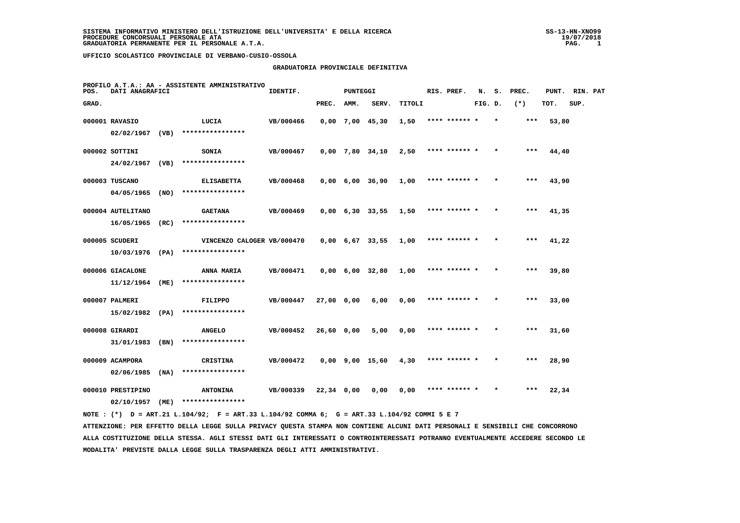**SISTEMA INFORMATIVO MINISTERO DELL'ISTRUZIONE DELL'UNIVERSITA' E DELLA RICERCA**
**PROCEDURE CONCORSUALI PERSONALE ATA**
**GRADUATORIA PERMANENTE PER IL PERSONALE A.T.A.**

SS-13-HN-XNO99
19/07/2018

**UFFICIO SCOLASTICO PROVINCIALE DI VERBANO-CUSIO-OSSOLA**

## GRADUATORIA PROVINCIALE DEFINITIVA

**PROFILO A.T.A.: AA - ASSISTENTE AMMINISTRATIVO**

| POS. GRAD. | DATI ANAGRAFICI | | IDENTIF. | PUNTEGGI PREC. | AMM. | SERV. | TITOLI | RIS. PREF. | N. S. FIG. D. | PREC. (*) | PUNT. TOT. | RIN. PAT SUP. |
|---|---|---|---|---|---|---|---|---|---|---|---|---|
| 000001 | RAVASIO 02/02/1967 (VB) | LUCIA **************** | VB/000466 | 0,00 | 7,00 | 45,30 | 1,50 | **** ****** * | * | *** | 53,80 | |
| 000002 | SOTTINI 24/02/1967 (VB) | SONIA **************** | VB/000467 | 0,00 | 7,80 | 34,10 | 2,50 | **** ****** * | * | *** | 44,40 | |
| 000003 | TUSCANO 04/05/1965 (NO) | ELISABETTA **************** | VB/000468 | 0,00 | 6,00 | 36,90 | 1,00 | **** ****** * | * | *** | 43,90 | |
| 000004 | AUTELITANO 16/05/1965 (RC) | GAETANA **************** | VB/000469 | 0,00 | 6,30 | 33,55 | 1,50 | **** ****** * | * | *** | 41,35 | |
| 000005 | SCUDERI 10/03/1976 (PA) | VINCENZO CALOGER **************** | VB/000470 | 0,00 | 6,67 | 33,55 | 1,00 | **** ****** * | * | *** | 41,22 | |
| 000006 | GIACALONE 11/12/1964 (ME) | ANNA MARIA **************** | VB/000471 | 0,00 | 6,00 | 32,80 | 1,00 | **** ****** * | * | *** | 39,80 | |
| 000007 | PALMERI 15/02/1982 (PA) | FILIPPO **************** | VB/000447 | 27,00 | 0,00 | 6,00 | 0,00 | **** ****** * | * | *** | 33,00 | |
| 000008 | GIRARDI 31/01/1983 (BN) | ANGELO **************** | VB/000452 | 26,60 | 0,00 | 5,00 | 0,00 | **** ****** * | * | *** | 31,60 | |
| 000009 | ACAMPORA 02/06/1985 (NA) | CRISTINA **************** | VB/000472 | 0,00 | 9,00 | 15,60 | 4,30 | **** ****** * | * | *** | 28,90 | |
| 000010 | PRESTIPINO 02/10/1957 (ME) | ANTONINA **************** | VB/000339 | 22,34 | 0,00 | 0,00 | 0,00 | **** ****** * | * | *** | 22,34 | |

NOTE : (*) D = ART.21 L.104/92; F = ART.33 L.104/92 COMMA 6; G = ART.33 L.104/92 COMMI 5 E 7

ATTENZIONE: PER EFFETTO DELLA LEGGE SULLA PRIVACY QUESTA STAMPA NON CONTIENE ALCUNI DATI PERSONALI E SENSIBILI CHE CONCORRONO ALLA COSTITUZIONE DELLA STESSA. AGLI STESSI DATI GLI INTERESSATI O CONTROINTERESSATI POTRANNO EVENTUALMENTE ACCEDERE SECONDO LE MODALITA' PREVISTE DALLA LEGGE SULLA TRASPARENZA DEGLI ATTI AMMINISTRATIVI.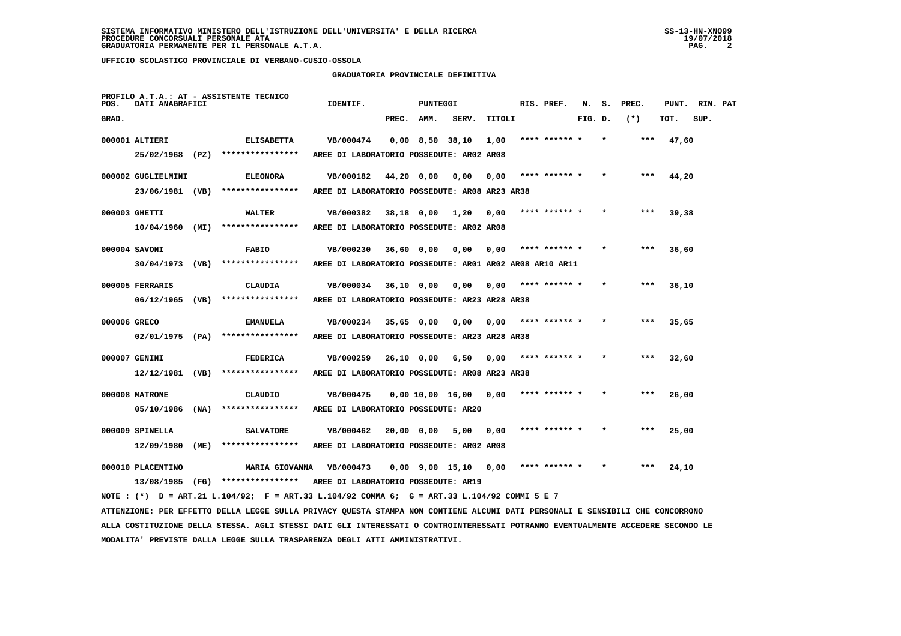SISTEMA INFORMATIVO MINISTERO DELL'ISTRUZIONE DELL'UNIVERSITA' E DELLA RICERCA
PROCEDURE CONCORSUALI PERSONALE ATA
GRADUATORIA PERMANENTE PER IL PERSONALE A.T.A.

UFFICIO SCOLASTICO PROVINCIALE DI VERBANO-CUSIO-OSSOLA

GRADUATORIA PROVINCIALE DEFINITIVA

PROFILO A.T.A.: AT - ASSISTENTE TECNICO

| POS. GRAD. | DATI ANAGRAFICI | | IDENTIF. | PUNTEGGI PREC. | AMM. | SERV. | TITOLI | RIS. PREF. | N. FIG. | S. D. | PREC. (*) | PUNT. TOT. | RIN. SUP. | PAT |
|---|---|---|---|---|---|---|---|---|---|---|---|---|---|---|
| 000001 | ALTIERI | ELISABETTA | VB/000474 | 0,00 | 8,50 | 38,10 | 1,00 | **** ****** * | | * | *** | 47,60 | | |
| | 25/02/1968 (PZ) | **************** | AREE DI LABORATORIO POSSEDUTE: AR02 AR08 | | | | | | | | | | | |
| 000002 | GUGLIELMINI | ELEONORA | VB/000182 | 44,20 | 0,00 | 0,00 | 0,00 | **** ****** * | | * | *** | 44,20 | | |
| | 23/06/1981 (VB) | **************** | AREE DI LABORATORIO POSSEDUTE: AR08 AR23 AR38 | | | | | | | | | | | |
| 000003 | GHETTI | WALTER | VB/000382 | 38,18 | 0,00 | 1,20 | 0,00 | **** ****** * | | * | *** | 39,38 | | |
| | 10/04/1960 (MI) | **************** | AREE DI LABORATORIO POSSEDUTE: AR02 AR08 | | | | | | | | | | | |
| 000004 | SAVONI | FABIO | VB/000230 | 36,60 | 0,00 | 0,00 | 0,00 | **** ****** * | | * | *** | 36,60 | | |
| | 30/04/1973 (VB) | **************** | AREE DI LABORATORIO POSSEDUTE: AR01 AR02 AR08 AR10 AR11 | | | | | | | | | | | |
| 000005 | FERRARIS | CLAUDIA | VB/000034 | 36,10 | 0,00 | 0,00 | 0,00 | **** ****** * | | * | *** | 36,10 | | |
| | 06/12/1965 (VB) | **************** | AREE DI LABORATORIO POSSEDUTE: AR23 AR28 AR38 | | | | | | | | | | | |
| 000006 | GRECO | EMANUELA | VB/000234 | 35,65 | 0,00 | 0,00 | 0,00 | **** ****** * | | * | *** | 35,65 | | |
| | 02/01/1975 (PA) | **************** | AREE DI LABORATORIO POSSEDUTE: AR23 AR28 AR38 | | | | | | | | | | | |
| 000007 | GENINI | FEDERICA | VB/000259 | 26,10 | 0,00 | 6,50 | 0,00 | **** ****** * | | * | *** | 32,60 | | |
| | 12/12/1981 (VB) | **************** | AREE DI LABORATORIO POSSEDUTE: AR08 AR23 AR38 | | | | | | | | | | | |
| 000008 | MATRONE | CLAUDIO | VB/000475 | 0,00 | 10,00 | 16,00 | 0,00 | **** ****** * | | * | *** | 26,00 | | |
| | 05/10/1986 (NA) | **************** | AREE DI LABORATORIO POSSEDUTE: AR20 | | | | | | | | | | | |
| 000009 | SPINELLA | SALVATORE | VB/000462 | 20,00 | 0,00 | 5,00 | 0,00 | **** ****** * | | * | *** | 25,00 | | |
| | 12/09/1980 (ME) | **************** | AREE DI LABORATORIO POSSEDUTE: AR02 AR08 | | | | | | | | | | | |
| 000010 | PLACENTINO | MARIA GIOVANNA | VB/000473 | 0,00 | 9,00 | 15,10 | 0,00 | **** ****** * | | * | *** | 24,10 | | |
| | 13/08/1985 (FG) | **************** | AREE DI LABORATORIO POSSEDUTE: AR19 | | | | | | | | | | | |

NOTE : (*) D = ART.21 L.104/92; F = ART.33 L.104/92 COMMA 6; G = ART.33 L.104/92 COMMI 5 E 7

ATTENZIONE: PER EFFETTO DELLA LEGGE SULLA PRIVACY QUESTA STAMPA NON CONTIENE ALCUNI DATI PERSONALI E SENSIBILI CHE CONCORRONO ALLA COSTITUZIONE DELLA STESSA. AGLI STESSI DATI GLI INTERESSATI O CONTROINTERESSATI POTRANNO EVENTUALMENTE ACCEDERE SECONDO LE MODALITA' PREVISTE DALLA LEGGE SULLA TRASPARENZA DEGLI ATTI AMMINISTRATIVI.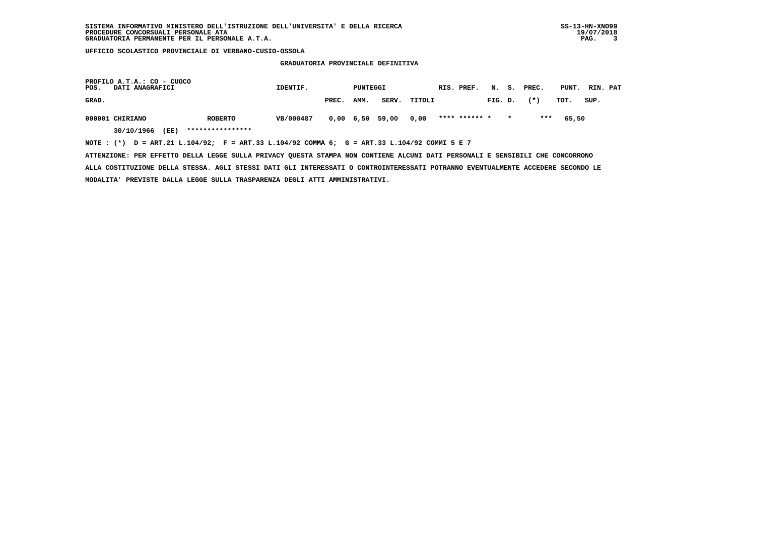SISTEMA INFORMATIVO MINISTERO DELL'ISTRUZIONE DELL'UNIVERSITA' E DELLA RICERCA
PROCEDURE CONCORSUALI PERSONALE ATA
GRADUATORIA PERMANENTE PER IL PERSONALE A.T.A.

SS-13-HN-XNO99
19/07/2018

**UFFICIO SCOLASTICO PROVINCIALE DI VERBANO-CUSIO-OSSOLA**

**GRADUATORIA PROVINCIALE DEFINITIVA**

PROFILO A.T.A.: CO - CUOCO

| POS. GRAD. | DATI ANAGRAFICI | | IDENTIF. | PUNTEGGI PREC. | AMM. | SERV. | TITOLI | RIS. | PREF. | N. FIG. | S. D. | PREC. (*) | PUNT. TOT. | RIN. SUP. | PAT |
|---|---|---|---|---|---|---|---|---|---|---|---|---|---|---|---|
| 000001 | CHIRIANO | ROBERTO | VB/000487 | 0,00 | 6,50 | 59,00 | 0,00 | **** | ****** | * | * | *** | 65,50 | | |
| | 30/10/1966 (EE) | **************** | | | | | | | | | | | | | |

NOTE : (*) D = ART.21 L.104/92; F = ART.33 L.104/92 COMMA 6; G = ART.33 L.104/92 COMMI 5 E 7

ATTENZIONE: PER EFFETTO DELLA LEGGE SULLA PRIVACY QUESTA STAMPA NON CONTIENE ALCUNI DATI PERSONALI E SENSIBILI CHE CONCORRONO ALLA COSTITUZIONE DELLA STESSA. AGLI STESSI DATI GLI INTERESSATI O CONTROINTERESSATI POTRANNO EVENTUALMENTE ACCEDERE SECONDO LE MODALITA' PREVISTE DALLA LEGGE SULLA TRASPARENZA DEGLI ATTI AMMINISTRATIVI.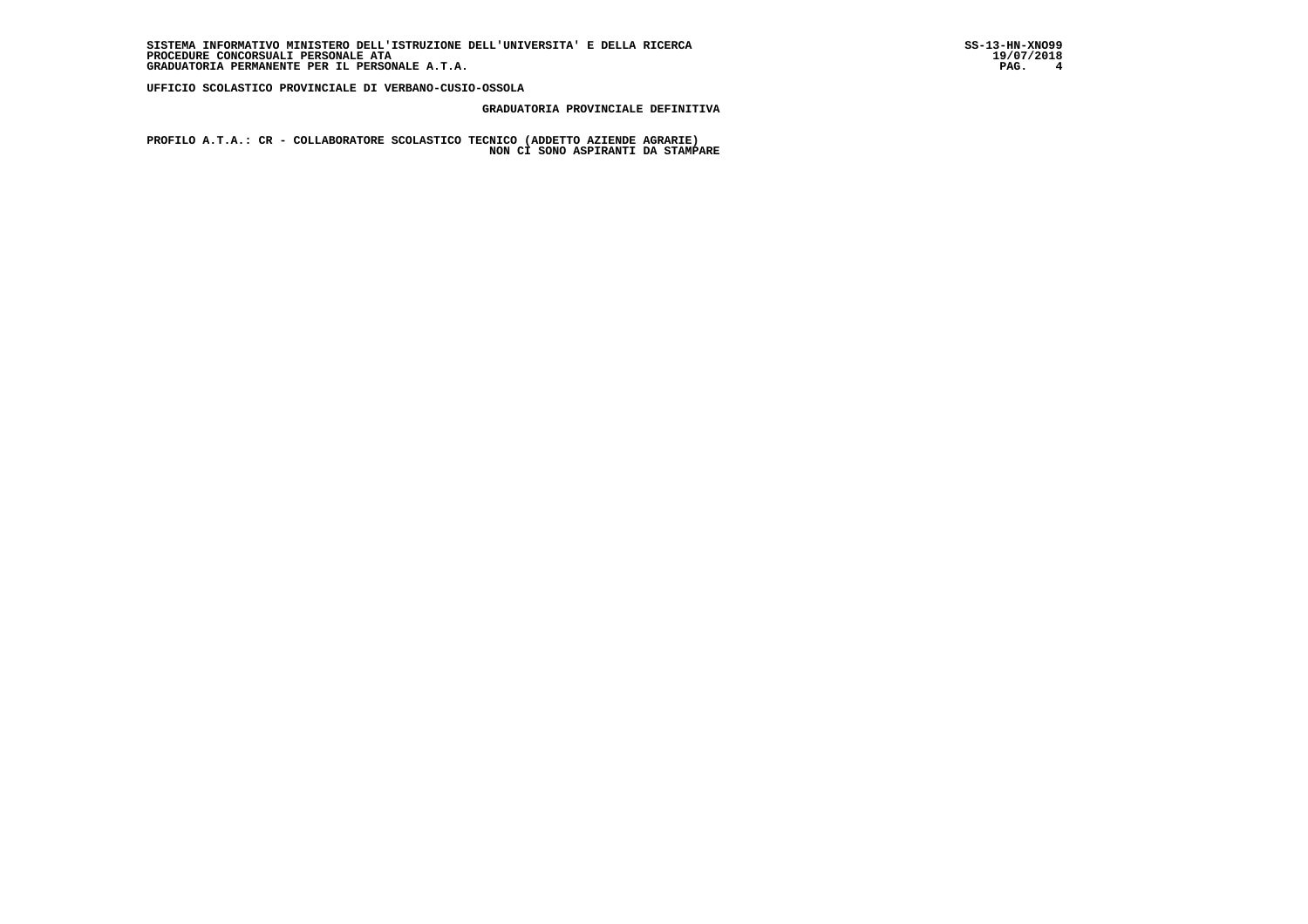UFFICIO SCOLASTICO PROVINCIALE DI VERBANO-CUSIO-OSSOLA

**GRADUATORIA PROVINCIALE DEFINITIVA**

**PROFILO A.T.A.: CR - COLLABORATORE SCOLASTICO TECNICO (ADDETTO AZIENDE AGRARIE)**

**NON CI SONO ASPIRANTI DA STAMPARE**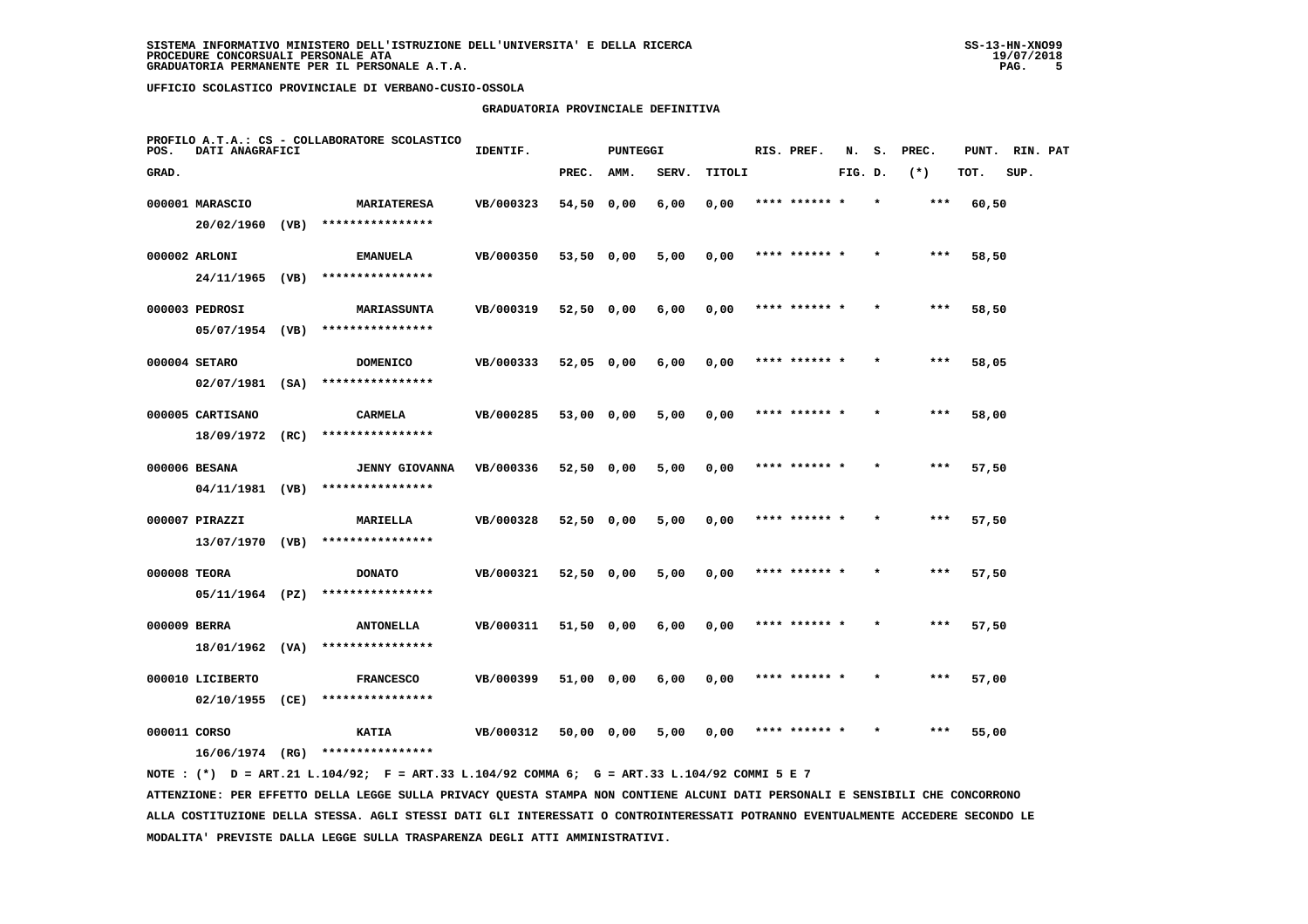SISTEMA INFORMATIVO MINISTERO DELL'ISTRUZIONE DELL'UNIVERSITA' E DELLA RICERCA
PROCEDURE CONCORSUALI PERSONALE ATA
GRADUATORIA PERMANENTE PER IL PERSONALE A.T.A.

SS-13-HN-XNO99
19/07/2018

UFFICIO SCOLASTICO PROVINCIALE DI VERBANO-CUSIO-OSSOLA

## GRADUATORIA PROVINCIALE DEFINITIVA

PROFILO A.T.A.: CS - COLLABORATORE SCOLASTICO

| POS. GRAD. | DATI ANAGRAFICI | | IDENTIF. | PUNTEGGI PREC. | AMM. | SERV. | TITOLI | RIS. PREF. | N. FIG. | S. D. | PREC. (*) | PUNT. TOT. | RIN. SUP. | PAT |
|---|---|---|---|---|---|---|---|---|---|---|---|---|---|---|
| 000001 | MARASCIO 20/02/1960 (VB) | MARIATERESA **************** | VB/000323 | 54,50 | 0,00 | 6,00 | 0,00 | **** ****** * | | * | *** | 60,50 | | |
| 000002 | ARLONI 24/11/1965 (VB) | EMANUELA **************** | VB/000350 | 53,50 | 0,00 | 5,00 | 0,00 | **** ****** * | | * | *** | 58,50 | | |
| 000003 | PEDROSI 05/07/1954 (VB) | MARIASSUNTA **************** | VB/000319 | 52,50 | 0,00 | 6,00 | 0,00 | **** ****** * | | * | *** | 58,50 | | |
| 000004 | SETARO 02/07/1981 (SA) | DOMENICO **************** | VB/000333 | 52,05 | 0,00 | 6,00 | 0,00 | **** ****** * | | * | *** | 58,05 | | |
| 000005 | CARTISANO 18/09/1972 (RC) | CARMELA **************** | VB/000285 | 53,00 | 0,00 | 5,00 | 0,00 | **** ****** * | | * | *** | 58,00 | | |
| 000006 | BESANA 04/11/1981 (VB) | JENNY GIOVANNA **************** | VB/000336 | 52,50 | 0,00 | 5,00 | 0,00 | **** ****** * | | * | *** | 57,50 | | |
| 000007 | PIRAZZI 13/07/1970 (VB) | MARIELLA **************** | VB/000328 | 52,50 | 0,00 | 5,00 | 0,00 | **** ****** * | | * | *** | 57,50 | | |
| 000008 | TEORA 05/11/1964 (PZ) | DONATO **************** | VB/000321 | 52,50 | 0,00 | 5,00 | 0,00 | **** ****** * | | * | *** | 57,50 | | |
| 000009 | BERRA 18/01/1962 (VA) | ANTONELLA **************** | VB/000311 | 51,50 | 0,00 | 6,00 | 0,00 | **** ****** * | | * | *** | 57,50 | | |
| 000010 | LICIBERTO 02/10/1955 (CE) | FRANCESCO **************** | VB/000399 | 51,00 | 0,00 | 6,00 | 0,00 | **** ****** * | | * | *** | 57,00 | | |
| 000011 | CORSO 16/06/1974 (RG) | KATIA **************** | VB/000312 | 50,00 | 0,00 | 5,00 | 0,00 | **** ****** * | | * | *** | 55,00 | | |

NOTE : (*) D = ART.21 L.104/92; F = ART.33 L.104/92 COMMA 6; G = ART.33 L.104/92 COMMI 5 E 7

ATTENZIONE: PER EFFETTO DELLA LEGGE SULLA PRIVACY QUESTA STAMPA NON CONTIENE ALCUNI DATI PERSONALI E SENSIBILI CHE CONCORRONO ALLA COSTITUZIONE DELLA STESSA. AGLI STESSI DATI GLI INTERESSATI O CONTROINTERESSATI POTRANNO EVENTUALMENTE ACCEDERE SECONDO LE MODALITA' PREVISTE DALLA LEGGE SULLA TRASPARENZA DEGLI ATTI AMMINISTRATIVI.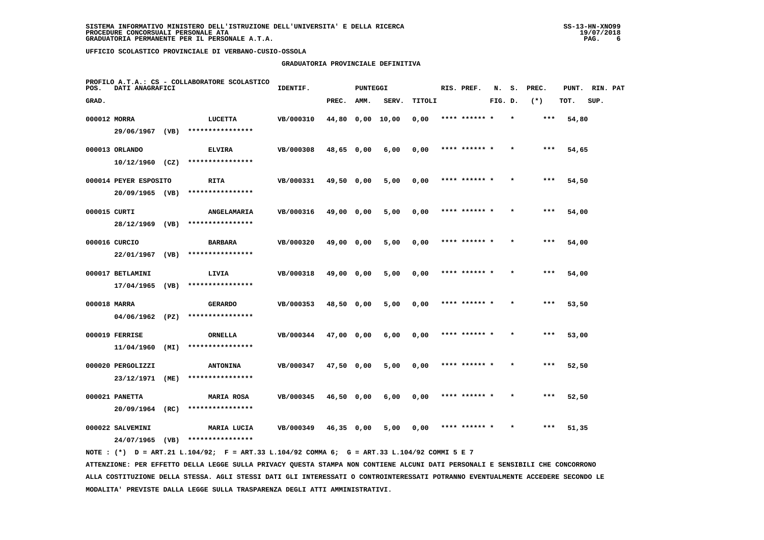**SISTEMA INFORMATIVO MINISTERO DELL'ISTRUZIONE DELL'UNIVERSITA' E DELLA RICERCA**
**PROCEDURE CONCORSUALI PERSONALE ATA**
**GRADUATORIA PERMANENTE PER IL PERSONALE A.T.A.**

**UFFICIO SCOLASTICO PROVINCIALE DI VERBANO-CUSIO-OSSOLA**

**GRADUATORIA PROVINCIALE DEFINITIVA**

PROFILO A.T.A.: CS - COLLABORATORE SCOLASTICO

| POS. GRAD. | DATI ANAGRAFICI | | IDENTIF. | PUNTEGGI PREC. | AMM. | SERV. | TITOLI | RIS. PREF. | N. FIG. | S. D. | PREC. (*) | PUNT. TOT. | RIN. SUP. | PAT |
|---|---|---|---|---|---|---|---|---|---|---|---|---|---|---|
| 000012 | MORRA 29/06/1967 (VB) | LUCETTA **************** | VB/000310 | 44,80 | 0,00 | 10,00 | 0,00 | **** ****** * | | * | *** | 54,80 | | |
| 000013 | ORLANDO 10/12/1960 (CZ) | ELVIRA **************** | VB/000308 | 48,65 | 0,00 | 6,00 | 0,00 | **** ****** * | | * | *** | 54,65 | | |
| 000014 | PEYER ESPOSITO 20/09/1965 (VB) | RITA **************** | VB/000331 | 49,50 | 0,00 | 5,00 | 0,00 | **** ****** * | | * | *** | 54,50 | | |
| 000015 | CURTI 28/12/1969 (VB) | ANGELAMARIA **************** | VB/000316 | 49,00 | 0,00 | 5,00 | 0,00 | **** ****** * | | * | *** | 54,00 | | |
| 000016 | CURCIO 22/01/1967 (VB) | BARBARA **************** | VB/000320 | 49,00 | 0,00 | 5,00 | 0,00 | **** ****** * | | * | *** | 54,00 | | |
| 000017 | BETLAMINI 17/04/1965 (VB) | LIVIA **************** | VB/000318 | 49,00 | 0,00 | 5,00 | 0,00 | **** ****** * | | * | *** | 54,00 | | |
| 000018 | MARRA 04/06/1962 (PZ) | GERARDO **************** | VB/000353 | 48,50 | 0,00 | 5,00 | 0,00 | **** ****** * | | * | *** | 53,50 | | |
| 000019 | FERRISE 11/04/1960 (MI) | ORNELLA **************** | VB/000344 | 47,00 | 0,00 | 6,00 | 0,00 | **** ****** * | | * | *** | 53,00 | | |
| 000020 | PERGOLIZZI 23/12/1971 (ME) | ANTONINA **************** | VB/000347 | 47,50 | 0,00 | 5,00 | 0,00 | **** ****** * | | * | *** | 52,50 | | |
| 000021 | PANETTA 20/09/1964 (RC) | MARIA ROSA **************** | VB/000345 | 46,50 | 0,00 | 6,00 | 0,00 | **** ****** * | | * | *** | 52,50 | | |
| 000022 | SALVEMINI 24/07/1965 (VB) | MARIA LUCIA **************** | VB/000349 | 46,35 | 0,00 | 5,00 | 0,00 | **** ****** * | | * | *** | 51,35 | | |

NOTE : (*) D = ART.21 L.104/92; F = ART.33 L.104/92 COMMA 6; G = ART.33 L.104/92 COMMI 5 E 7

ATTENZIONE: PER EFFETTO DELLA LEGGE SULLA PRIVACY QUESTA STAMPA NON CONTIENE ALCUNI DATI PERSONALI E SENSIBILI CHE CONCORRONO ALLA COSTITUZIONE DELLA STESSA. AGLI STESSI DATI GLI INTERESSATI O CONTROINTERESSATI POTRANNO EVENTUALMENTE ACCEDERE SECONDO LE MODALITA' PREVISTE DALLA LEGGE SULLA TRASPARENZA DEGLI ATTI AMMINISTRATIVI.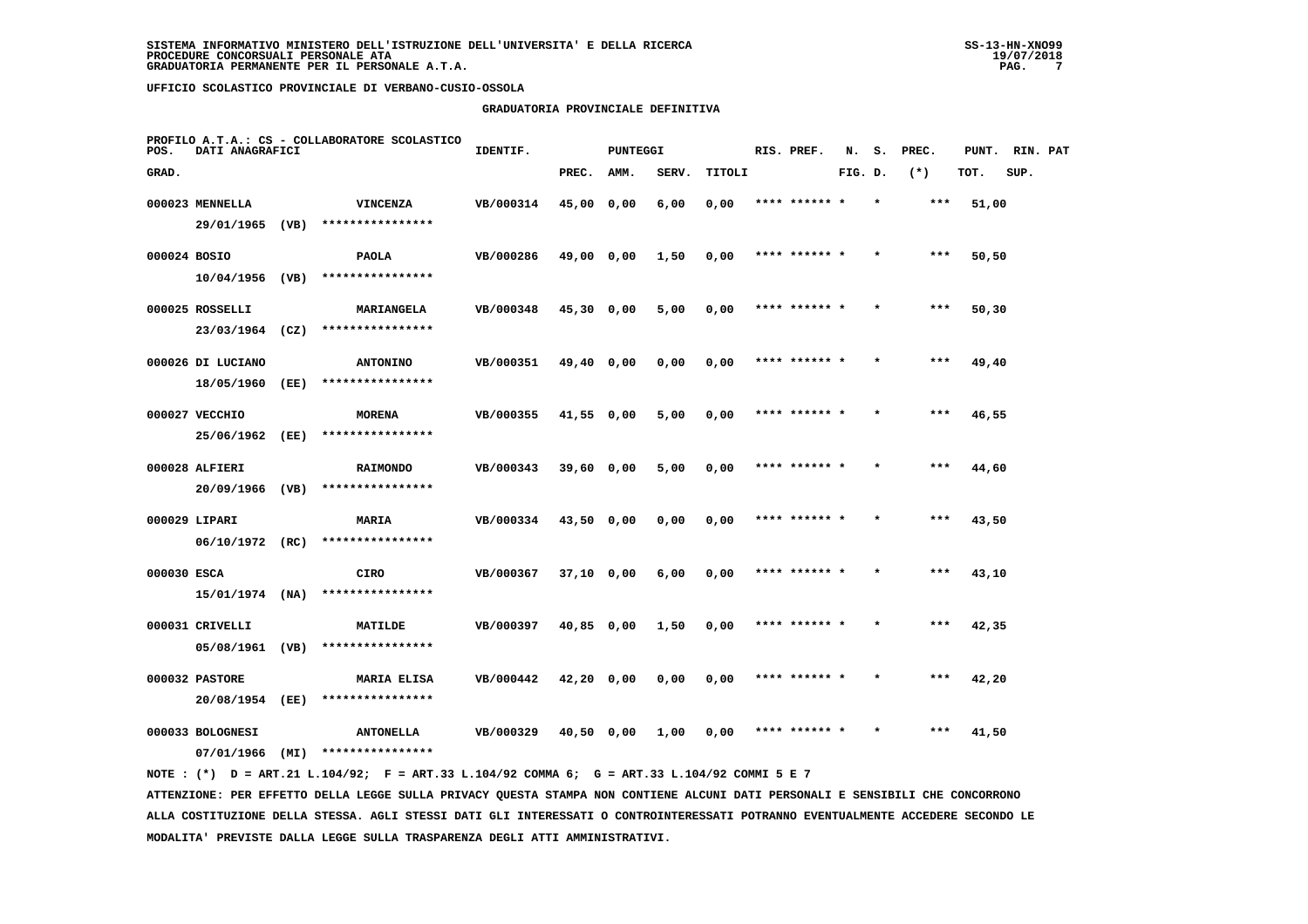SISTEMA INFORMATIVO MINISTERO DELL'ISTRUZIONE DELL'UNIVERSITA' E DELLA RICERCA
PROCEDURE CONCORSUALI PERSONALE ATA
GRADUATORIA PERMANENTE PER IL PERSONALE A.T.A.

**UFFICIO SCOLASTICO PROVINCIALE DI VERBANO-CUSIO-OSSOLA**

**GRADUATORIA PROVINCIALE DEFINITIVA**

PROFILO A.T.A.: CS - COLLABORATORE SCOLASTICO

| POS. GRAD. | DATI ANAGRAFICI | | IDENTIF. | PUNTEGGI PREC. | AMM. | SERV. | TITOLI | RIS. PREF. | N. FIG. | S. D. | PREC. (*) | PUNT. TOT. | RIN. SUP. | PAT |
|---|---|---|---|---|---|---|---|---|---|---|---|---|---|---|
| 000023 | MENNELLA 29/01/1965 (VB) | VINCENZA **************** | VB/000314 | 45,00 | 0,00 | 6,00 | 0,00 | **** ****** * | * | | *** | 51,00 | | |
| 000024 | BOSIO 10/04/1956 (VB) | PAOLA **************** | VB/000286 | 49,00 | 0,00 | 1,50 | 0,00 | **** ****** * | * | | *** | 50,50 | | |
| 000025 | ROSSELLI 23/03/1964 (CZ) | MARIANGELA **************** | VB/000348 | 45,30 | 0,00 | 5,00 | 0,00 | **** ****** * | * | | *** | 50,30 | | |
| 000026 | DI LUCIANO 18/05/1960 (EE) | ANTONINO **************** | VB/000351 | 49,40 | 0,00 | 0,00 | 0,00 | **** ****** * | * | | *** | 49,40 | | |
| 000027 | VECCHIO 25/06/1962 (EE) | MORENA **************** | VB/000355 | 41,55 | 0,00 | 5,00 | 0,00 | **** ****** * | * | | *** | 46,55 | | |
| 000028 | ALFIERI 20/09/1966 (VB) | RAIMONDO **************** | VB/000343 | 39,60 | 0,00 | 5,00 | 0,00 | **** ****** * | * | | *** | 44,60 | | |
| 000029 | LIPARI 06/10/1972 (RC) | MARIA **************** | VB/000334 | 43,50 | 0,00 | 0,00 | 0,00 | **** ****** * | * | | *** | 43,50 | | |
| 000030 | ESCA 15/01/1974 (NA) | CIRO **************** | VB/000367 | 37,10 | 0,00 | 6,00 | 0,00 | **** ****** * | * | | *** | 43,10 | | |
| 000031 | CRIVELLI 05/08/1961 (VB) | MATILDE **************** | VB/000397 | 40,85 | 0,00 | 1,50 | 0,00 | **** ****** * | * | | *** | 42,35 | | |
| 000032 | PASTORE 20/08/1954 (EE) | MARIA ELISA **************** | VB/000442 | 42,20 | 0,00 | 0,00 | 0,00 | **** ****** * | * | | *** | 42,20 | | |
| 000033 | BOLOGNESI 07/01/1966 (MI) | ANTONELLA **************** | VB/000329 | 40,50 | 0,00 | 1,00 | 0,00 | **** ****** * | * | | *** | 41,50 | | |

NOTE : (*) D = ART.21 L.104/92; F = ART.33 L.104/92 COMMA 6; G = ART.33 L.104/92 COMMI 5 E 7

ATTENZIONE: PER EFFETTO DELLA LEGGE SULLA PRIVACY QUESTA STAMPA NON CONTIENE ALCUNI DATI PERSONALI E SENSIBILI CHE CONCORRONO ALLA COSTITUZIONE DELLA STESSA. AGLI STESSI DATI GLI INTERESSATI O CONTROINTERESSATI POTRANNO EVENTUALMENTE ACCEDERE SECONDO LE MODALITA' PREVISTE DALLA LEGGE SULLA TRASPARENZA DEGLI ATTI AMMINISTRATIVI.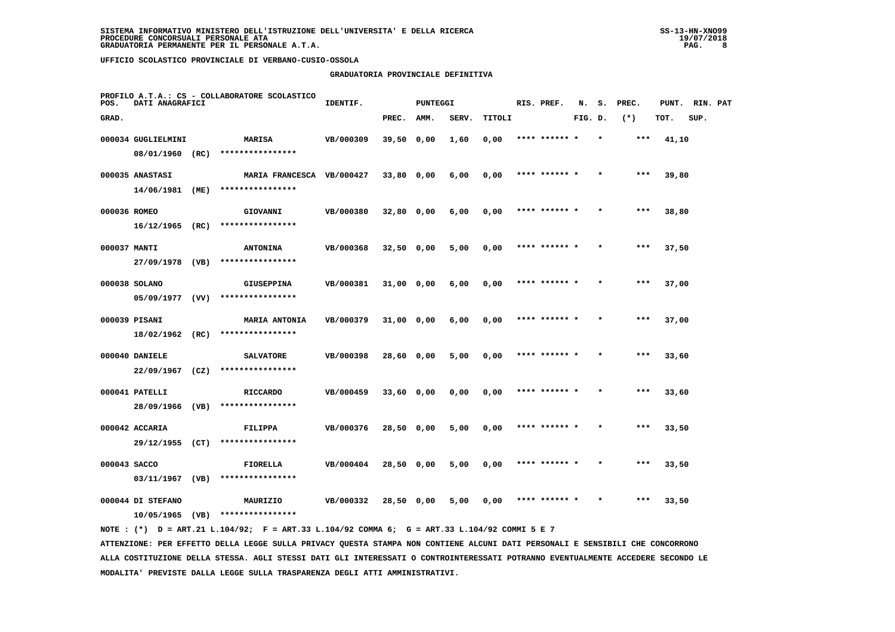SISTEMA INFORMATIVO MINISTERO DELL'ISTRUZIONE DELL'UNIVERSITA' E DELLA RICERCA
PROCEDURE CONCORSUALI PERSONALE ATA
GRADUATORIA PERMANENTE PER IL PERSONALE A.T.A.

UFFICIO SCOLASTICO PROVINCIALE DI VERBANO-CUSIO-OSSOLA

## GRADUATORIA PROVINCIALE DEFINITIVA

PROFILO A.T.A.: CS - COLLABORATORE SCOLASTICO

| POS. GRAD. | DATI ANAGRAFICI | | IDENTIF. | PUNTEGGI PREC. | AMM. | SERV. | TITOLI | RIS. PREF. | N. FIG. | S. D. | PREC. (*) | PUNT. TOT. | RIN. SUP. | PAT |
|---|---|---|---|---|---|---|---|---|---|---|---|---|---|---|
| 000034 | GUGLIELMINI 08/01/1960 (RC) | MARISA **************** | VB/000309 | 39,50 | 0,00 | 1,60 | 0,00 | **** ****** * | | * | *** | 41,10 | | |
| 000035 | ANASTASI 14/06/1981 (ME) | MARIA FRANCESCA **************** | VB/000427 | 33,80 | 0,00 | 6,00 | 0,00 | **** ****** * | | * | *** | 39,80 | | |
| 000036 | ROMEO 16/12/1965 (RC) | GIOVANNI **************** | VB/000380 | 32,80 | 0,00 | 6,00 | 0,00 | **** ****** * | | * | *** | 38,80 | | |
| 000037 | MANTI 27/09/1978 (VB) | ANTONINA **************** | VB/000368 | 32,50 | 0,00 | 5,00 | 0,00 | **** ****** * | | * | *** | 37,50 | | |
| 000038 | SOLANO 05/09/1977 (VV) | GIUSEPPINA **************** | VB/000381 | 31,00 | 0,00 | 6,00 | 0,00 | **** ****** * | | * | *** | 37,00 | | |
| 000039 | PISANI 18/02/1962 (RC) | MARIA ANTONIA **************** | VB/000379 | 31,00 | 0,00 | 6,00 | 0,00 | **** ****** * | | * | *** | 37,00 | | |
| 000040 | DANIELE 22/09/1967 (CZ) | SALVATORE **************** | VB/000398 | 28,60 | 0,00 | 5,00 | 0,00 | **** ****** * | | * | *** | 33,60 | | |
| 000041 | PATELLI 28/09/1966 (VB) | RICCARDO **************** | VB/000459 | 33,60 | 0,00 | 0,00 | 0,00 | **** ****** * | | * | *** | 33,60 | | |
| 000042 | ACCARIA 29/12/1955 (CT) | FILIPPA **************** | VB/000376 | 28,50 | 0,00 | 5,00 | 0,00 | **** ****** * | | * | *** | 33,50 | | |
| 000043 | SACCO 03/11/1967 (VB) | FIORELLA **************** | VB/000404 | 28,50 | 0,00 | 5,00 | 0,00 | **** ****** * | | * | *** | 33,50 | | |
| 000044 | DI STEFANO 10/05/1965 (VB) | MAURIZIO **************** | VB/000332 | 28,50 | 0,00 | 5,00 | 0,00 | **** ****** * | | * | *** | 33,50 | | |

NOTE : (*) D = ART.21 L.104/92; F = ART.33 L.104/92 COMMA 6; G = ART.33 L.104/92 COMMI 5 E 7

ATTENZIONE: PER EFFETTO DELLA LEGGE SULLA PRIVACY QUESTA STAMPA NON CONTIENE ALCUNI DATI PERSONALI E SENSIBILI CHE CONCORRONO ALLA COSTITUZIONE DELLA STESSA. AGLI STESSI DATI GLI INTERESSATI O CONTROINTERESSATI POTRANNO EVENTUALMENTE ACCEDERE SECONDO LE MODALITA' PREVISTE DALLA LEGGE SULLA TRASPARENZA DEGLI ATTI AMMINISTRATIVI.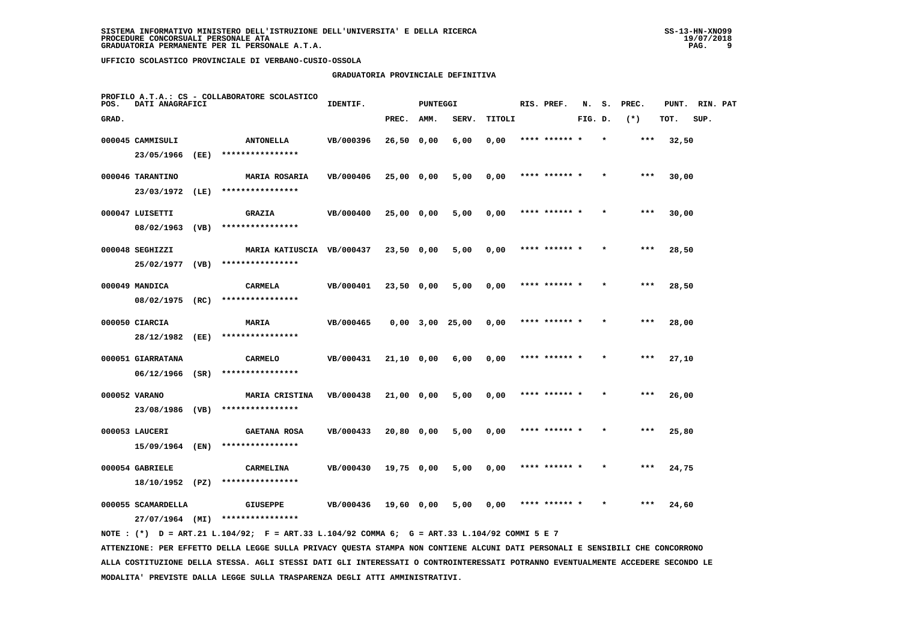SISTEMA INFORMATIVO MINISTERO DELL'ISTRUZIONE DELL'UNIVERSITA' E DELLA RICERCA
PROCEDURE CONCORSUALI PERSONALE ATA
GRADUATORIA PERMANENTE PER IL PERSONALE A.T.A.

UFFICIO SCOLASTICO PROVINCIALE DI VERBANO-CUSIO-OSSOLA

## GRADUATORIA PROVINCIALE DEFINITIVA

PROFILO A.T.A.: CS - COLLABORATORE SCOLASTICO

| POS. GRAD. | DATI ANAGRAFICI | | IDENTIF. | PUNTEGGI PREC. | AMM. | SERV. | TITOLI | RIS. PREF. | N. FIG. | S. D. | PREC. (*) | PUNT. TOT. | RIN. SUP. | PAT |
|---|---|---|---|---|---|---|---|---|---|---|---|---|---|---|
| 000045 | CAMMISULI 23/05/1966 (EE) | ANTONELLA **************** | VB/000396 | 26,50 | 0,00 | 6,00 | 0,00 | **** ****** * | | * | *** | 32,50 | | |
| 000046 | TARANTINO 23/03/1972 (LE) | MARIA ROSARIA **************** | VB/000406 | 25,00 | 0,00 | 5,00 | 0,00 | **** ****** * | | * | *** | 30,00 | | |
| 000047 | LUISETTI 08/02/1963 (VB) | GRAZIA **************** | VB/000400 | 25,00 | 0,00 | 5,00 | 0,00 | **** ****** * | | * | *** | 30,00 | | |
| 000048 | SEGHIZZI 25/02/1977 (VB) | MARIA KATIUSCIA **************** | VB/000437 | 23,50 | 0,00 | 5,00 | 0,00 | **** ****** * | | * | *** | 28,50 | | |
| 000049 | MANDICA 08/02/1975 (RC) | CARMELA **************** | VB/000401 | 23,50 | 0,00 | 5,00 | 0,00 | **** ****** * | | * | *** | 28,50 | | |
| 000050 | CIARCIA 28/12/1982 (EE) | MARIA **************** | VB/000465 | 0,00 | 3,00 | 25,00 | 0,00 | **** ****** * | | * | *** | 28,00 | | |
| 000051 | GIARRATANA 06/12/1966 (SR) | CARMELO **************** | VB/000431 | 21,10 | 0,00 | 6,00 | 0,00 | **** ****** * | | * | *** | 27,10 | | |
| 000052 | VARANO 23/08/1986 (VB) | MARIA CRISTINA **************** | VB/000438 | 21,00 | 0,00 | 5,00 | 0,00 | **** ****** * | | * | *** | 26,00 | | |
| 000053 | LAUCERI 15/09/1964 (EN) | GAETANA ROSA **************** | VB/000433 | 20,80 | 0,00 | 5,00 | 0,00 | **** ****** * | | * | *** | 25,80 | | |
| 000054 | GABRIELE 18/10/1952 (PZ) | CARMELINA **************** | VB/000430 | 19,75 | 0,00 | 5,00 | 0,00 | **** ****** * | | * | *** | 24,75 | | |
| 000055 | SCAMARDELLA 27/07/1964 (MI) | GIUSEPPE **************** | VB/000436 | 19,60 | 0,00 | 5,00 | 0,00 | **** ****** * | | * | *** | 24,60 | | |

NOTE : (*) D = ART.21 L.104/92; F = ART.33 L.104/92 COMMA 6; G = ART.33 L.104/92 COMMI 5 E 7

ATTENZIONE: PER EFFETTO DELLA LEGGE SULLA PRIVACY QUESTA STAMPA NON CONTIENE ALCUNI DATI PERSONALI E SENSIBILI CHE CONCORRONO ALLA COSTITUZIONE DELLA STESSA. AGLI STESSI DATI GLI INTERESSATI O CONTROINTERESSATI POTRANNO EVENTUALMENTE ACCEDERE SECONDO LE MODALITA' PREVISTE DALLA LEGGE SULLA TRASPARENZA DEGLI ATTI AMMINISTRATIVI.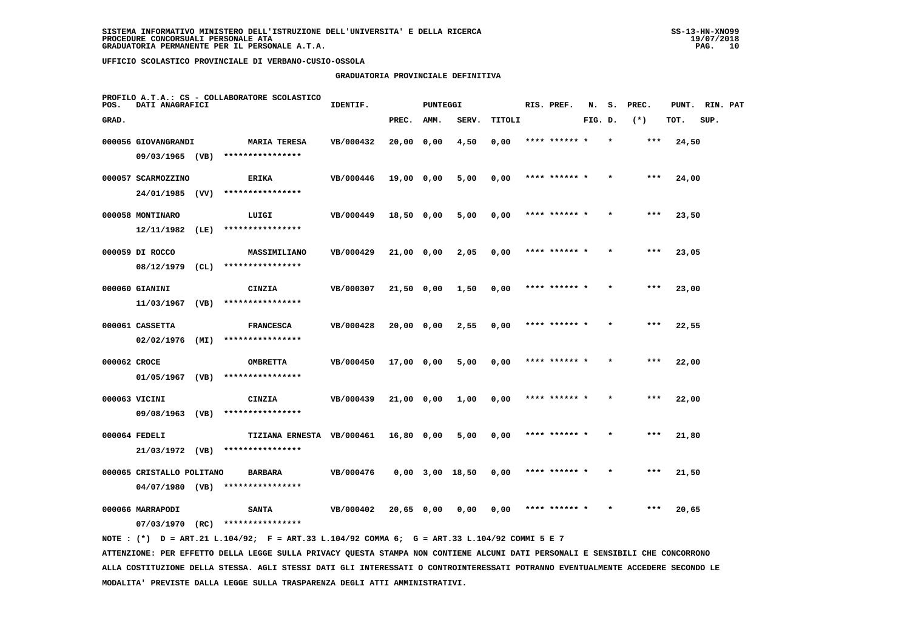SISTEMA INFORMATIVO MINISTERO DELL'ISTRUZIONE DELL'UNIVERSITA' E DELLA RICERCA
PROCEDURE CONCORSUALI PERSONALE ATA
GRADUATORIA PERMANENTE PER IL PERSONALE A.T.A.

UFFICIO SCOLASTICO PROVINCIALE DI VERBANO-CUSIO-OSSOLA

GRADUATORIA PROVINCIALE DEFINITIVA

PROFILO A.T.A.: CS - COLLABORATORE SCOLASTICO

| POS. GRAD. | DATI ANAGRAFICI | | IDENTIF. | PUNTEGGI PREC. | AMM. | SERV. | TITOLI | RIS. PREF. | N. FIG. | S. D. | PREC. (*) | PUNT. TOT. | RIN. SUP. | PAT |
|---|---|---|---|---|---|---|---|---|---|---|---|---|---|---|
| 000056 | GIOVANGRANDI 09/03/1965 (VB) | MARIA TERESA **************** | VB/000432 | 20,00 | 0,00 | 4,50 | 0,00 | **** ****** * | | * | *** | 24,50 | | |
| 000057 | SCARMOZZINO 24/01/1985 (VV) | ERIKA **************** | VB/000446 | 19,00 | 0,00 | 5,00 | 0,00 | **** ****** * | | * | *** | 24,00 | | |
| 000058 | MONTINARO 12/11/1982 (LE) | LUIGI **************** | VB/000449 | 18,50 | 0,00 | 5,00 | 0,00 | **** ****** * | | * | *** | 23,50 | | |
| 000059 | DI ROCCO 08/12/1979 (CL) | MASSIMILIANO **************** | VB/000429 | 21,00 | 0,00 | 2,05 | 0,00 | **** ****** * | | * | *** | 23,05 | | |
| 000060 | GIANINI 11/03/1967 (VB) | CINZIA **************** | VB/000307 | 21,50 | 0,00 | 1,50 | 0,00 | **** ****** * | | * | *** | 23,00 | | |
| 000061 | CASSETTA 02/02/1976 (MI) | FRANCESCA **************** | VB/000428 | 20,00 | 0,00 | 2,55 | 0,00 | **** ****** * | | * | *** | 22,55 | | |
| 000062 | CROCE 01/05/1967 (VB) | OMBRETTA **************** | VB/000450 | 17,00 | 0,00 | 5,00 | 0,00 | **** ****** * | | * | *** | 22,00 | | |
| 000063 | VICINI 09/08/1963 (VB) | CINZIA **************** | VB/000439 | 21,00 | 0,00 | 1,00 | 0,00 | **** ****** * | | * | *** | 22,00 | | |
| 000064 | FEDELI 21/03/1972 (VB) | TIZIANA ERNESTA **************** | VB/000461 | 16,80 | 0,00 | 5,00 | 0,00 | **** ****** * | | * | *** | 21,80 | | |
| 000065 | CRISTALLO POLITANO 04/07/1980 (VB) | BARBARA **************** | VB/000476 | 0,00 | 3,00 | 18,50 | 0,00 | **** ****** * | | * | *** | 21,50 | | |
| 000066 | MARRAPODI 07/03/1970 (RC) | SANTA **************** | VB/000402 | 20,65 | 0,00 | 0,00 | 0,00 | **** ****** * | | * | *** | 20,65 | | |

NOTE : (*) D = ART.21 L.104/92; F = ART.33 L.104/92 COMMA 6; G = ART.33 L.104/92 COMMI 5 E 7

ATTENZIONE: PER EFFETTO DELLA LEGGE SULLA PRIVACY QUESTA STAMPA NON CONTIENE ALCUNI DATI PERSONALI E SENSIBILI CHE CONCORRONO ALLA COSTITUZIONE DELLA STESSA. AGLI STESSI DATI GLI INTERESSATI O CONTROINTERESSATI POTRANNO EVENTUALMENTE ACCEDERE SECONDO LE MODALITA' PREVISTE DALLA LEGGE SULLA TRASPARENZA DEGLI ATTI AMMINISTRATIVI.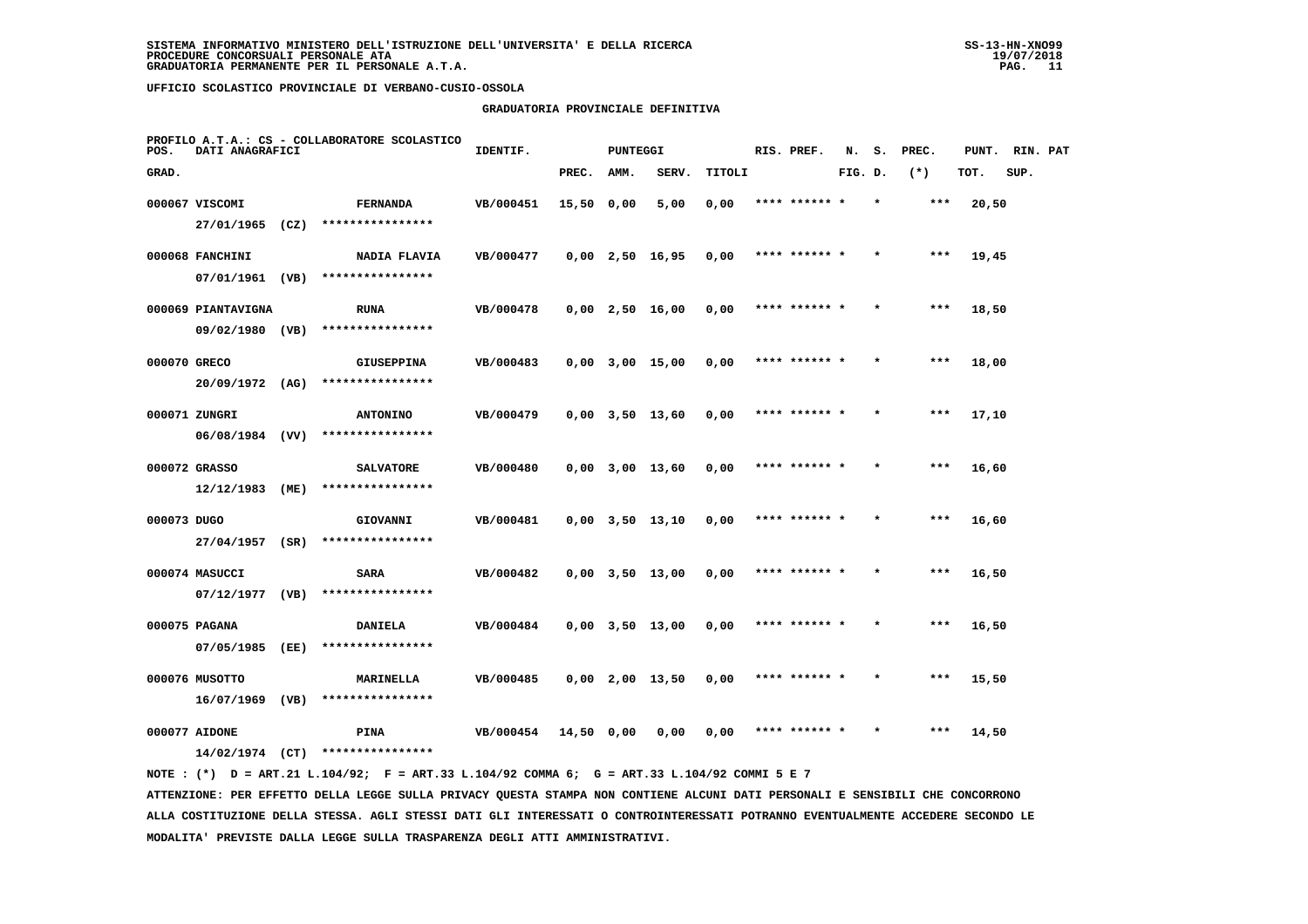SISTEMA INFORMATIVO MINISTERO DELL'ISTRUZIONE DELL'UNIVERSITA' E DELLA RICERCA
PROCEDURE CONCORSUALI PERSONALE ATA
GRADUATORIA PERMANENTE PER IL PERSONALE A.T.A.

UFFICIO SCOLASTICO PROVINCIALE DI VERBANO-CUSIO-OSSOLA

GRADUATORIA PROVINCIALE DEFINITIVA

PROFILO A.T.A.: CS - COLLABORATORE SCOLASTICO

| POS. GRAD. | DATI ANAGRAFICI | | IDENTIF. | PUNTEGGI PREC. | AMM. | SERV. | TITOLI | RIS. | PREF. | N. FIG. | S. D. | PREC. (*) | PUNT. TOT. | RIN. SUP. | PAT |
|---|---|---|---|---|---|---|---|---|---|---|---|---|---|---|---|
| 000067 | VISCOMI 27/01/1965 (CZ) | FERNANDA **************** | VB/000451 | 15,50 | 0,00 | 5,00 | 0,00 | **** | ****** | * | * | *** | 20,50 | | |
| 000068 | FANCHINI 07/01/1961 (VB) | NADIA FLAVIA **************** | VB/000477 | 0,00 | 2,50 | 16,95 | 0,00 | **** | ****** | * | * | *** | 19,45 | | |
| 000069 | PIANTAVIGNA 09/02/1980 (VB) | RUNA **************** | VB/000478 | 0,00 | 2,50 | 16,00 | 0,00 | **** | ****** | * | * | *** | 18,50 | | |
| 000070 | GRECO 20/09/1972 (AG) | GIUSEPPINA **************** | VB/000483 | 0,00 | 3,00 | 15,00 | 0,00 | **** | ****** | * | * | *** | 18,00 | | |
| 000071 | ZUNGRI 06/08/1984 (VV) | ANTONINO **************** | VB/000479 | 0,00 | 3,50 | 13,60 | 0,00 | **** | ****** | * | * | *** | 17,10 | | |
| 000072 | GRASSO 12/12/1983 (ME) | SALVATORE **************** | VB/000480 | 0,00 | 3,00 | 13,60 | 0,00 | **** | ****** | * | * | *** | 16,60 | | |
| 000073 | DUGO 27/04/1957 (SR) | GIOVANNI **************** | VB/000481 | 0,00 | 3,50 | 13,10 | 0,00 | **** | ****** | * | * | *** | 16,60 | | |
| 000074 | MASUCCI 07/12/1977 (VB) | SARA **************** | VB/000482 | 0,00 | 3,50 | 13,00 | 0,00 | **** | ****** | * | * | *** | 16,50 | | |
| 000075 | PAGANA 07/05/1985 (EE) | DANIELA **************** | VB/000484 | 0,00 | 3,50 | 13,00 | 0,00 | **** | ****** | * | * | *** | 16,50 | | |
| 000076 | MUSOTTO 16/07/1969 (VB) | MARINELLA **************** | VB/000485 | 0,00 | 2,00 | 13,50 | 0,00 | **** | ****** | * | * | *** | 15,50 | | |
| 000077 | AIDONE 14/02/1974 (CT) | PINA **************** | VB/000454 | 14,50 | 0,00 | 0,00 | 0,00 | **** | ****** | * | * | *** | 14,50 | | |

NOTE : (*) D = ART.21 L.104/92; F = ART.33 L.104/92 COMMA 6; G = ART.33 L.104/92 COMMI 5 E 7

ATTENZIONE: PER EFFETTO DELLA LEGGE SULLA PRIVACY QUESTA STAMPA NON CONTIENE ALCUNI DATI PERSONALI E SENSIBILI CHE CONCORRONO ALLA COSTITUZIONE DELLA STESSA. AGLI STESSI DATI GLI INTERESSATI O CONTROINTERESSATI POTRANNO EVENTUALMENTE ACCEDERE SECONDO LE MODALITA' PREVISTE DALLA LEGGE SULLA TRASPARENZA DEGLI ATTI AMMINISTRATIVI.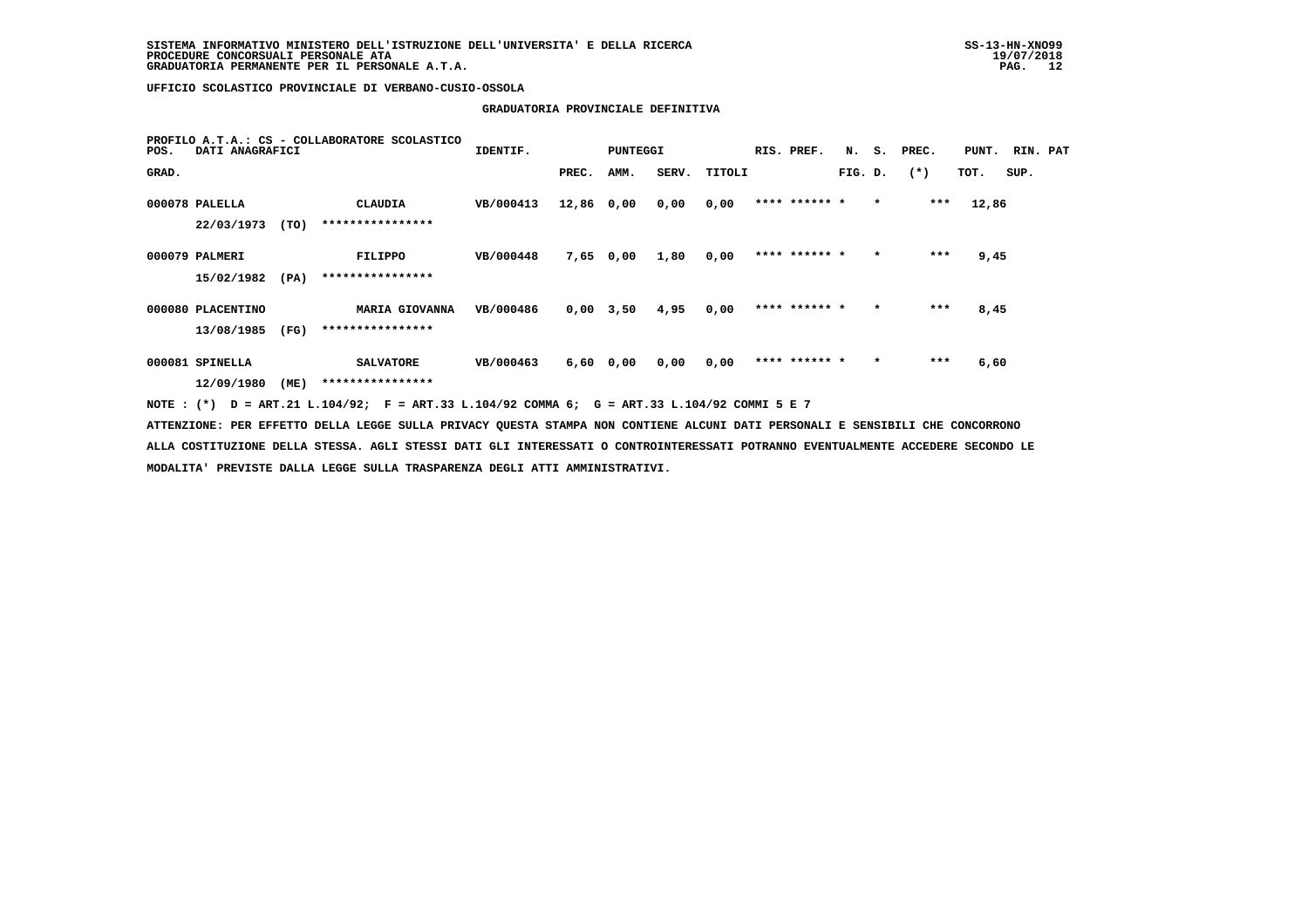**UFFICIO SCOLASTICO PROVINCIALE DI VERBANO-CUSIO-OSSOLA**

**GRADUATORIA PROVINCIALE DEFINITIVA**

PROFILO A.T.A.: CS - COLLABORATORE SCOLASTICO

| POS. GRAD. | DATI ANAGRAFICI | | IDENTIF. | PUNTEGGI PREC. | AMM. | SERV. | TITOLI | RIS. PREF. | N. S. FIG. D. | PREC. (*) | PUNT. TOT. | RIN. PAT SUP. |
|---|---|---|---|---|---|---|---|---|---|---|---|---|
| 000078 | PALELLA<br>22/03/1973 (TO) | CLAUDIA<br>**************** | VB/000413 | 12,86 | 0,00 | 0,00 | 0,00 | **** ****** * | * | *** | 12,86 | |
| 000079 | PALMERI<br>15/02/1982 (PA) | FILIPPO<br>**************** | VB/000448 | 7,65 | 0,00 | 1,80 | 0,00 | **** ****** * | * | *** | 9,45 | |
| 000080 | PLACENTINO<br>13/08/1985 (FG) | MARIA GIOVANNA<br>**************** | VB/000486 | 0,00 | 3,50 | 4,95 | 0,00 | **** ****** * | * | *** | 8,45 | |
| 000081 | SPINELLA<br>12/09/1980 (ME) | SALVATORE<br>**************** | VB/000463 | 6,60 | 0,00 | 0,00 | 0,00 | **** ****** * | * | *** | 6,60 | |

NOTE : (*) D = ART.21 L.104/92; F = ART.33 L.104/92 COMMA 6; G = ART.33 L.104/92 COMMI 5 E 7

ATTENZIONE: PER EFFETTO DELLA LEGGE SULLA PRIVACY QUESTA STAMPA NON CONTIENE ALCUNI DATI PERSONALI E SENSIBILI CHE CONCORRONO ALLA COSTITUZIONE DELLA STESSA. AGLI STESSI DATI GLI INTERESSATI O CONTROINTERESSATI POTRANNO EVENTUALMENTE ACCEDERE SECONDO LE MODALITA' PREVISTE DALLA LEGGE SULLA TRASPARENZA DEGLI ATTI AMMINISTRATIVI.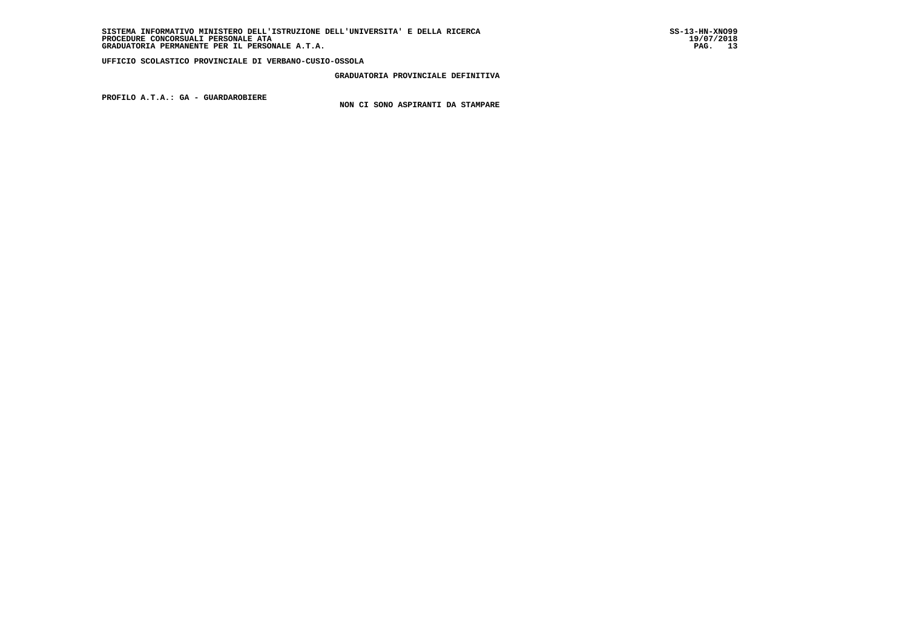SISTEMA INFORMATIVO MINISTERO DELL'ISTRUZIONE DELL'UNIVERSITA' E DELLA RICERCA
PROCEDURE CONCORSUALI PERSONALE ATA
GRADUATORIA PERMANENTE PER IL PERSONALE A.T.A.

SS-13-HN-XNO99
19/07/2018

**UFFICIO SCOLASTICO PROVINCIALE DI VERBANO-CUSIO-OSSOLA**

**GRADUATORIA PROVINCIALE DEFINITIVA**

**PROFILO A.T.A.: GA - GUARDAROBIERE**

NON CI SONO ASPIRANTI DA STAMPARE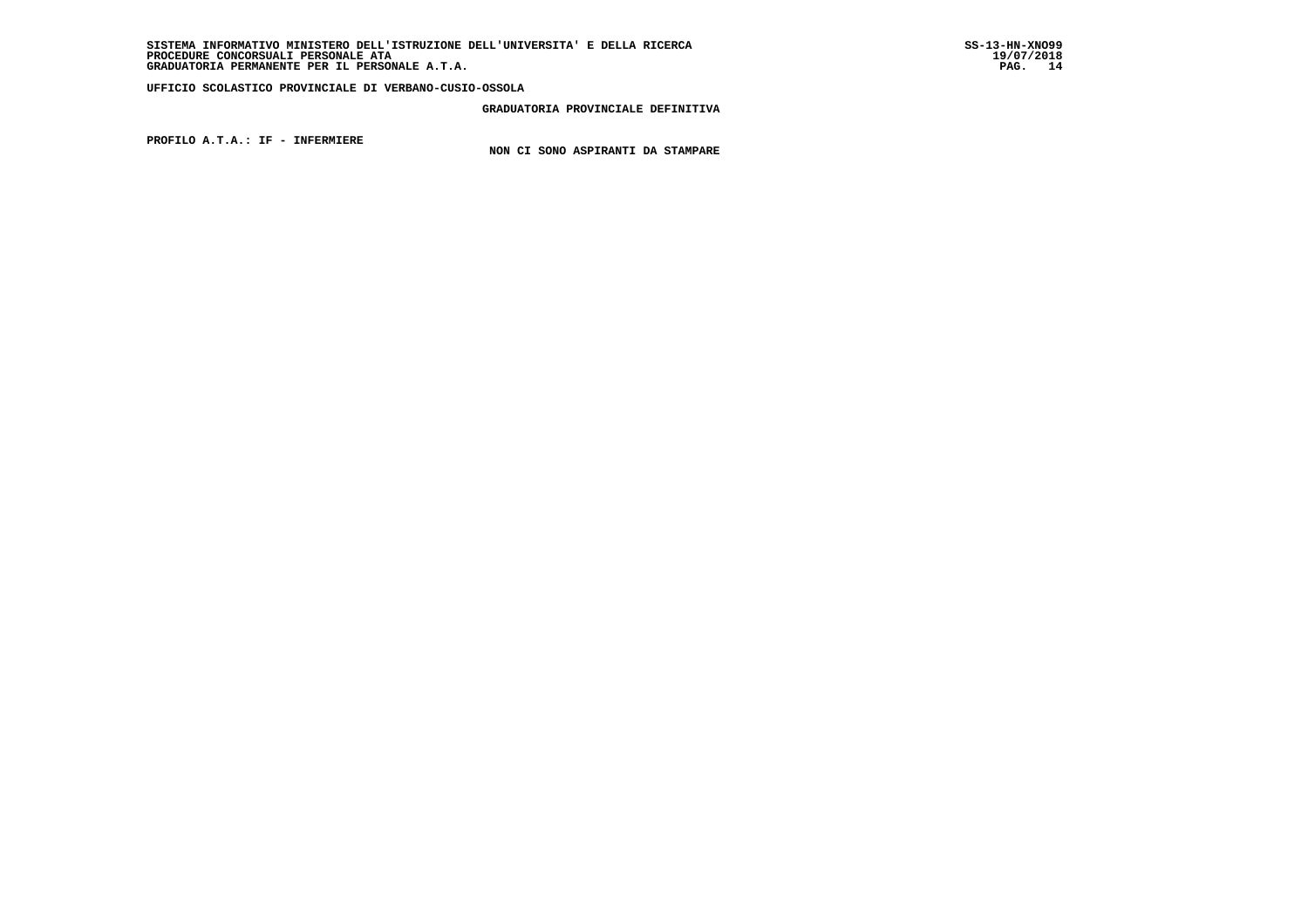**UFFICIO SCOLASTICO PROVINCIALE DI VERBANO-CUSIO-OSSOLA**

**GRADUATORIA PROVINCIALE DEFINITIVA**

**PROFILO A.T.A.: IF - INFERMIERE**

**NON CI SONO ASPIRANTI DA STAMPARE**